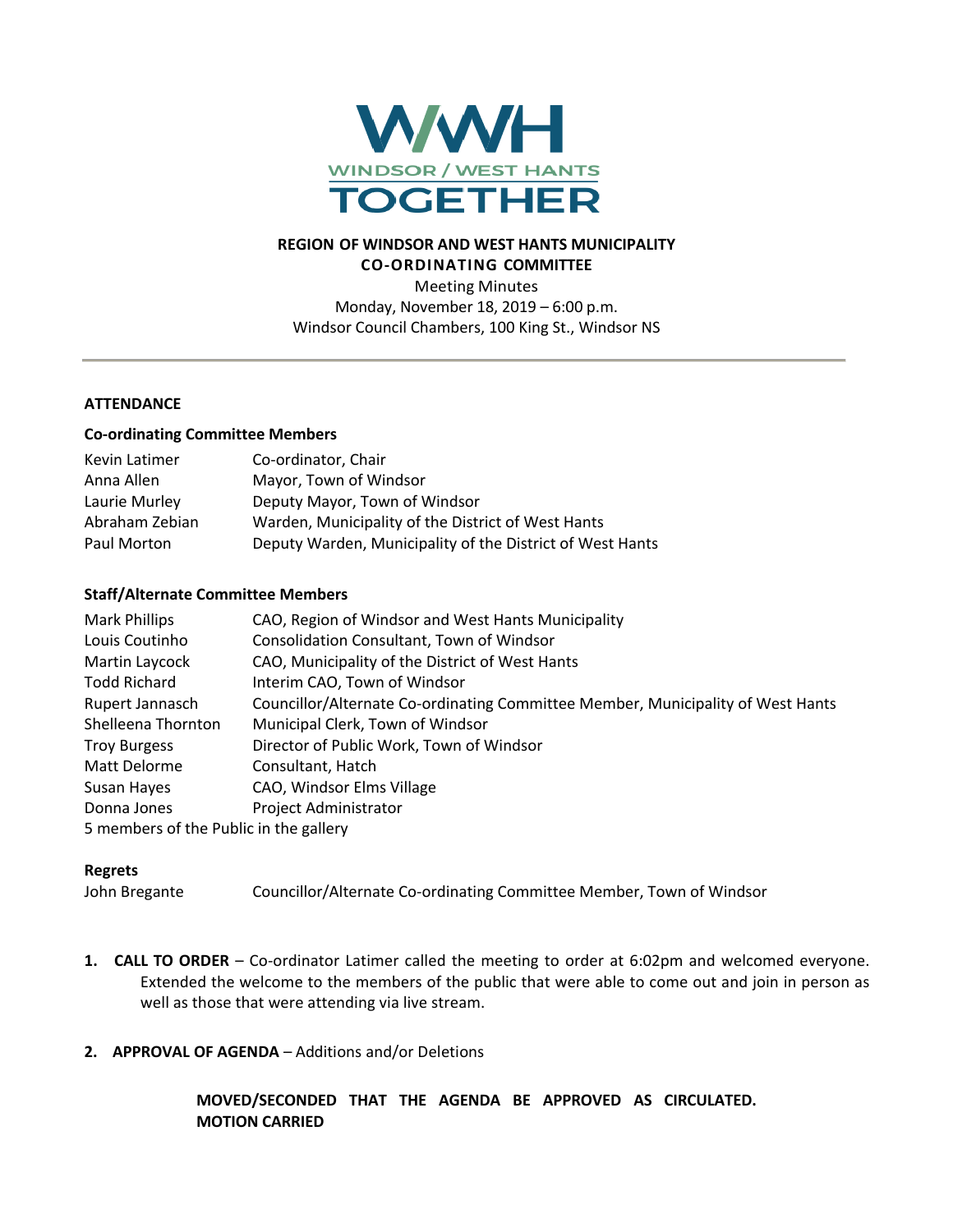WWH
WINDSOR / WEST HANTS
TOGETHER

**REGION OF WINDSOR AND WEST HANTS MUNICIPALITY**
**CO-ORDINATING COMMITTEE**
Meeting Minutes
Monday, November 18, 2019 – 6:00 p.m.
Windsor Council Chambers, 100 King St., Windsor NS

---

**ATTENDANCE**

**Co-ordinating Committee Members**

| | |
|---|---|
| Kevin Latimer | Co-ordinator, Chair |
| Anna Allen | Mayor, Town of Windsor |
| Laurie Murley | Deputy Mayor, Town of Windsor |
| Abraham Zebian | Warden, Municipality of the District of West Hants |
| Paul Morton | Deputy Warden, Municipality of the District of West Hants |

**Staff/Alternate Committee Members**

| | |
|---|---|
| Mark Phillips | CAO, Region of Windsor and West Hants Municipality |
| Louis Coutinho | Consolidation Consultant, Town of Windsor |
| Martin Laycock | CAO, Municipality of the District of West Hants |
| Todd Richard | Interim CAO, Town of Windsor |
| Rupert Jannasch | Councillor/Alternate Co-ordinating Committee Member, Municipality of West Hants |
| Shelleena Thornton | Municipal Clerk, Town of Windsor |
| Troy Burgess | Director of Public Work, Town of Windsor |
| Matt Delorme | Consultant, Hatch |
| Susan Hayes | CAO, Windsor Elms Village |
| Donna Jones | Project Administrator |

5 members of the Public in the gallery

**Regrets**

| | |
|---|---|
| John Bregante | Councillor/Alternate Co-ordinating Committee Member, Town of Windsor |

1. **CALL TO ORDER** – Co-ordinator Latimer called the meeting to order at 6:02pm and welcomed everyone. Extended the welcome to the members of the public that were able to come out and join in person as well as those that were attending via live stream.

2. **APPROVAL OF AGENDA** – Additions and/or Deletions

   **MOVED/SECONDED THAT THE AGENDA BE APPROVED AS CIRCULATED.**
   **MOTION CARRIED**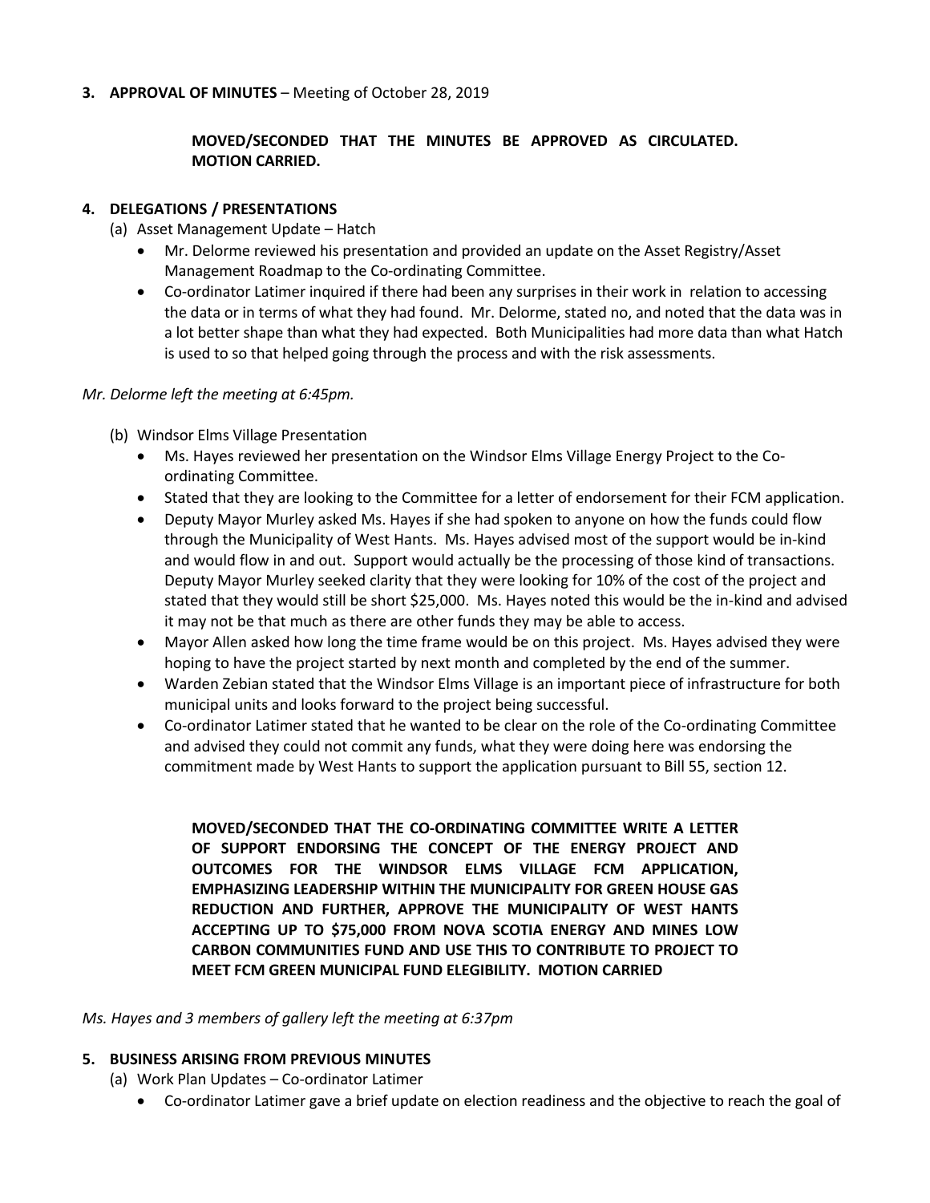**3. APPROVAL OF MINUTES** – Meeting of October 28, 2019

> **MOVED/SECONDED THAT THE MINUTES BE APPROVED AS CIRCULATED. MOTION CARRIED.**

**4. DELEGATIONS / PRESENTATIONS**

(a) Asset Management Update – Hatch

- Mr. Delorme reviewed his presentation and provided an update on the Asset Registry/Asset Management Roadmap to the Co-ordinating Committee.
- Co-ordinator Latimer inquired if there had been any surprises in their work in relation to accessing the data or in terms of what they had found. Mr. Delorme, stated no, and noted that the data was in a lot better shape than what they had expected. Both Municipalities had more data than what Hatch is used to so that helped going through the process and with the risk assessments.

*Mr. Delorme left the meeting at 6:45pm.*

(b) Windsor Elms Village Presentation

- Ms. Hayes reviewed her presentation on the Windsor Elms Village Energy Project to the Co-ordinating Committee.
- Stated that they are looking to the Committee for a letter of endorsement for their FCM application.
- Deputy Mayor Murley asked Ms. Hayes if she had spoken to anyone on how the funds could flow through the Municipality of West Hants. Ms. Hayes advised most of the support would be in-kind and would flow in and out. Support would actually be the processing of those kind of transactions. Deputy Mayor Murley seeked clarity that they were looking for 10% of the cost of the project and stated that they would still be short $25,000. Ms. Hayes noted this would be the in-kind and advised it may not be that much as there are other funds they may be able to access.
- Mayor Allen asked how long the time frame would be on this project. Ms. Hayes advised they were hoping to have the project started by next month and completed by the end of the summer.
- Warden Zebian stated that the Windsor Elms Village is an important piece of infrastructure for both municipal units and looks forward to the project being successful.
- Co-ordinator Latimer stated that he wanted to be clear on the role of the Co-ordinating Committee and advised they could not commit any funds, what they were doing here was endorsing the commitment made by West Hants to support the application pursuant to Bill 55, section 12.

> **MOVED/SECONDED THAT THE CO-ORDINATING COMMITTEE WRITE A LETTER OF SUPPORT ENDORSING THE CONCEPT OF THE ENERGY PROJECT AND OUTCOMES FOR THE WINDSOR ELMS VILLAGE FCM APPLICATION, EMPHASIZING LEADERSHIP WITHIN THE MUNICIPALITY FOR GREEN HOUSE GAS REDUCTION AND FURTHER, APPROVE THE MUNICIPALITY OF WEST HANTS ACCEPTING UP TO $75,000 FROM NOVA SCOTIA ENERGY AND MINES LOW CARBON COMMUNITIES FUND AND USE THIS TO CONTRIBUTE TO PROJECT TO MEET FCM GREEN MUNICIPAL FUND ELEGIBILITY. MOTION CARRIED**

*Ms. Hayes and 3 members of gallery left the meeting at 6:37pm*

**5. BUSINESS ARISING FROM PREVIOUS MINUTES**

(a) Work Plan Updates – Co-ordinator Latimer

- Co-ordinator Latimer gave a brief update on election readiness and the objective to reach the goal of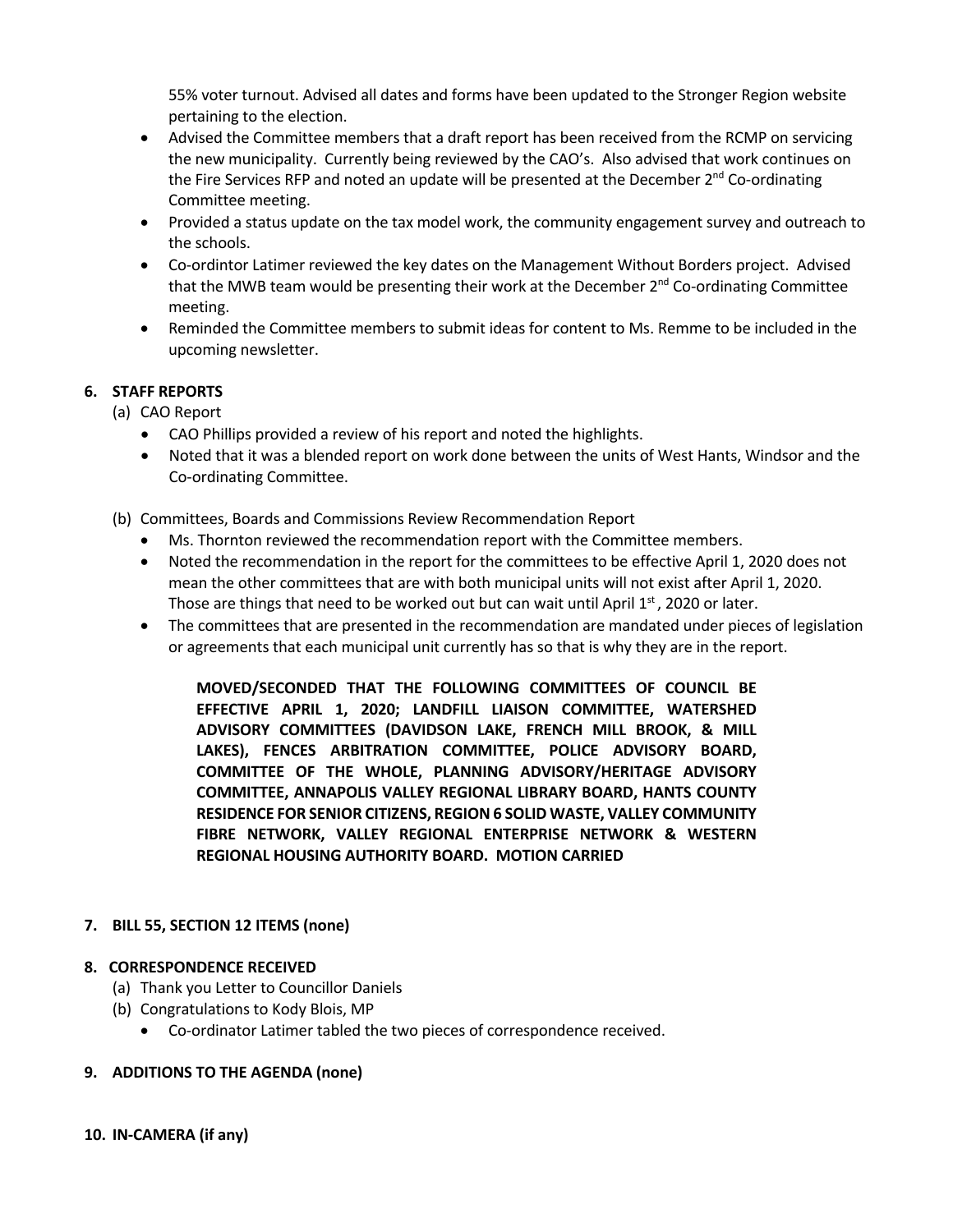55% voter turnout. Advised all dates and forms have been updated to the Stronger Region website pertaining to the election.

- Advised the Committee members that a draft report has been received from the RCMP on servicing the new municipality. Currently being reviewed by the CAO's. Also advised that work continues on the Fire Services RFP and noted an update will be presented at the December 2nd Co-ordinating Committee meeting.
- Provided a status update on the tax model work, the community engagement survey and outreach to the schools.
- Co-ordintor Latimer reviewed the key dates on the Management Without Borders project. Advised that the MWB team would be presenting their work at the December 2nd Co-ordinating Committee meeting.
- Reminded the Committee members to submit ideas for content to Ms. Remme to be included in the upcoming newsletter.

**6. STAFF REPORTS**

(a) CAO Report

- CAO Phillips provided a review of his report and noted the highlights.
- Noted that it was a blended report on work done between the units of West Hants, Windsor and the Co-ordinating Committee.

(b) Committees, Boards and Commissions Review Recommendation Report

- Ms. Thornton reviewed the recommendation report with the Committee members.
- Noted the recommendation in the report for the committees to be effective April 1, 2020 does not mean the other committees that are with both municipal units will not exist after April 1, 2020. Those are things that need to be worked out but can wait until April 1st, 2020 or later.
- The committees that are presented in the recommendation are mandated under pieces of legislation or agreements that each municipal unit currently has so that is why they are in the report.

**MOVED/SECONDED THAT THE FOLLOWING COMMITTEES OF COUNCIL BE EFFECTIVE APRIL 1, 2020; LANDFILL LIAISON COMMITTEE, WATERSHED ADVISORY COMMITTEES (DAVIDSON LAKE, FRENCH MILL BROOK, & MILL LAKES), FENCES ARBITRATION COMMITTEE, POLICE ADVISORY BOARD, COMMITTEE OF THE WHOLE, PLANNING ADVISORY/HERITAGE ADVISORY COMMITTEE, ANNAPOLIS VALLEY REGIONAL LIBRARY BOARD, HANTS COUNTY RESIDENCE FOR SENIOR CITIZENS, REGION 6 SOLID WASTE, VALLEY COMMUNITY FIBRE NETWORK, VALLEY REGIONAL ENTERPRISE NETWORK & WESTERN REGIONAL HOUSING AUTHORITY BOARD. MOTION CARRIED**

**7. BILL 55, SECTION 12 ITEMS (none)**

**8. CORRESPONDENCE RECEIVED**

(a) Thank you Letter to Councillor Daniels
(b) Congratulations to Kody Blois, MP

- Co-ordinator Latimer tabled the two pieces of correspondence received.

**9. ADDITIONS TO THE AGENDA (none)**

**10. IN-CAMERA (if any)**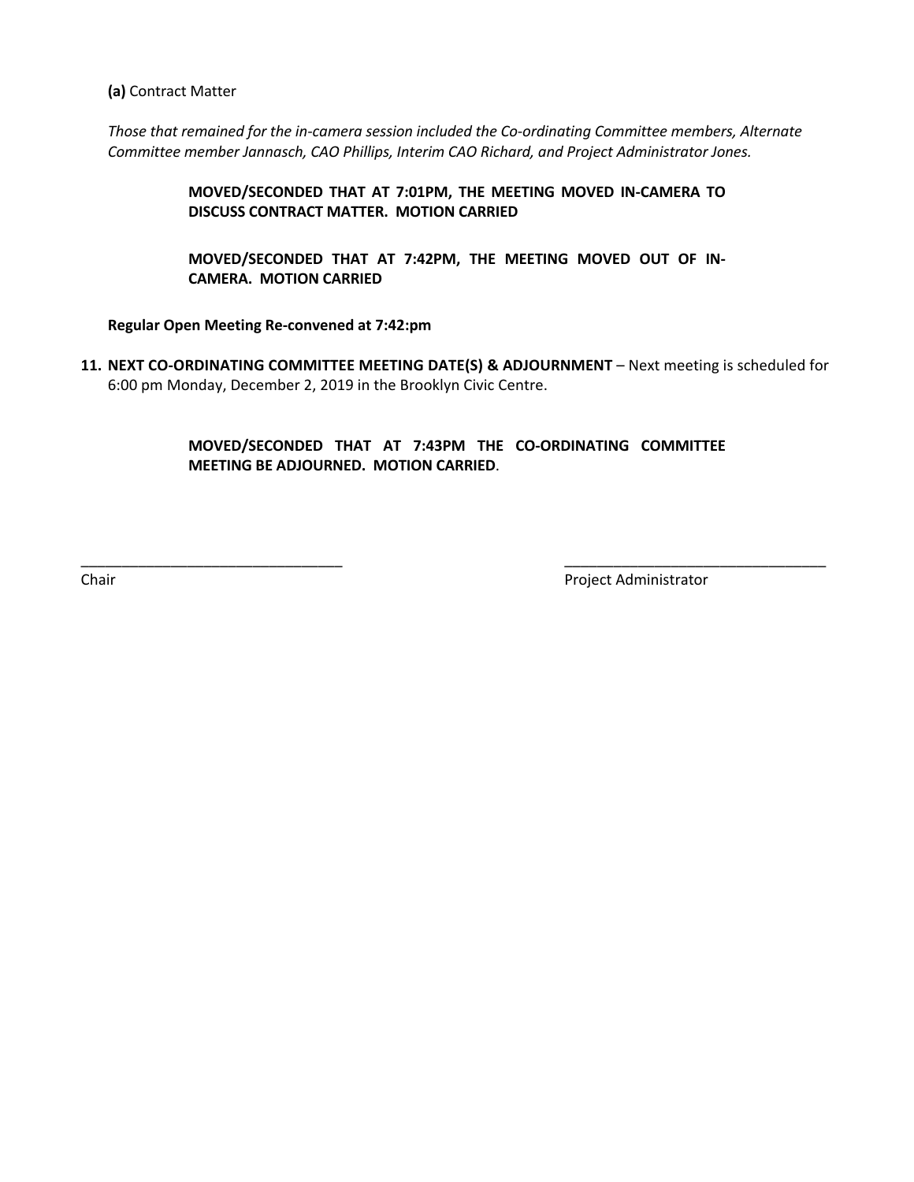**(a)** Contract Matter

*Those that remained for the in-camera session included the Co-ordinating Committee members, Alternate Committee member Jannasch, CAO Phillips, Interim CAO Richard, and Project Administrator Jones.*

> **MOVED/SECONDED THAT AT 7:01PM, THE MEETING MOVED IN-CAMERA TO DISCUSS CONTRACT MATTER. MOTION CARRIED**

> **MOVED/SECONDED THAT AT 7:42PM, THE MEETING MOVED OUT OF IN-CAMERA. MOTION CARRIED**

**Regular Open Meeting Re-convened at 7:42:pm**

**11. NEXT CO-ORDINATING COMMITTEE MEETING DATE(S) & ADJOURNMENT** – Next meeting is scheduled for 6:00 pm Monday, December 2, 2019 in the Brooklyn Civic Centre.

> **MOVED/SECONDED THAT AT 7:43PM THE CO-ORDINATING COMMITTEE MEETING BE ADJOURNED. MOTION CARRIED**.

________________________________ ________________________________

Chair Project Administrator